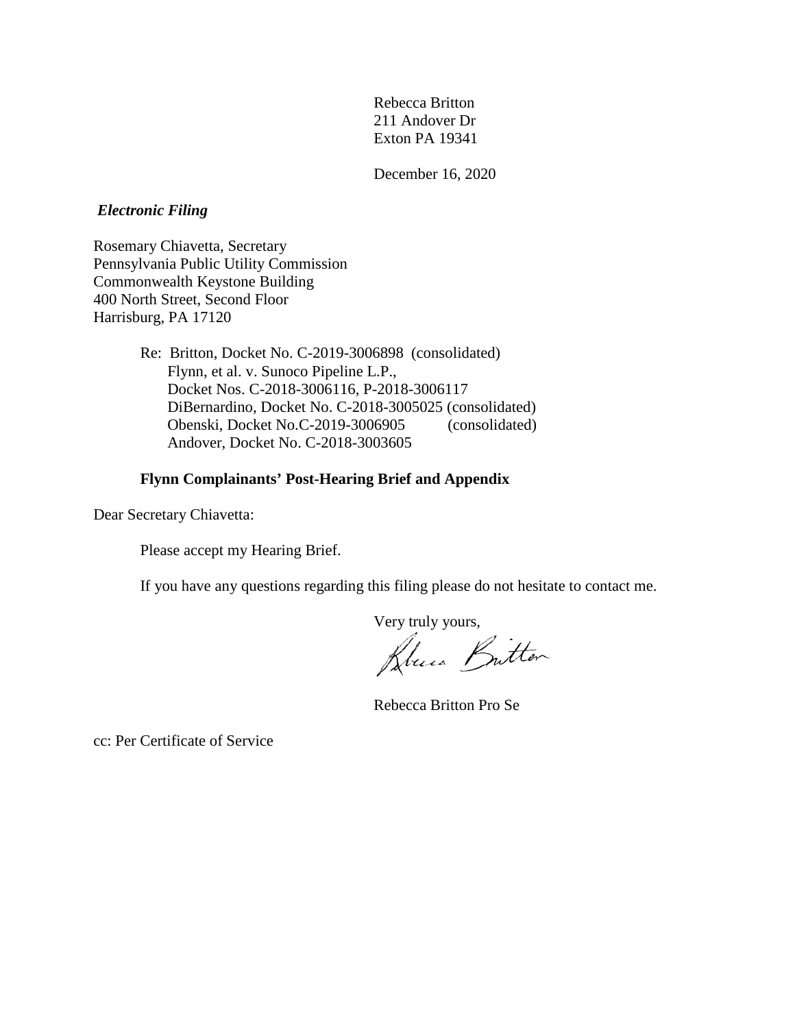Rebecca Britton
211 Andover Dr
Exton PA 19341

December 16, 2020

***Electronic Filing***

Rosemary Chiavetta, Secretary
Pennsylvania Public Utility Commission
Commonwealth Keystone Building
400 North Street, Second Floor
Harrisburg, PA 17120

Re: Britton, Docket No. C-2019-3006898 (consolidated)
Flynn, et al. v. Sunoco Pipeline L.P.,
Docket Nos. C-2018-3006116, P-2018-3006117
DiBernardino, Docket No. C-2018-3005025 (consolidated)
Obenski, Docket No.C-2019-3006905 (consolidated)
Andover, Docket No. C-2018-3003605

**Flynn Complainants' Post-Hearing Brief and Appendix**

Dear Secretary Chiavetta:

Please accept my Hearing Brief.

If you have any questions regarding this filing please do not hesitate to contact me.

Very truly yours,

Rebecca Britton Pro Se

cc: Per Certificate of Service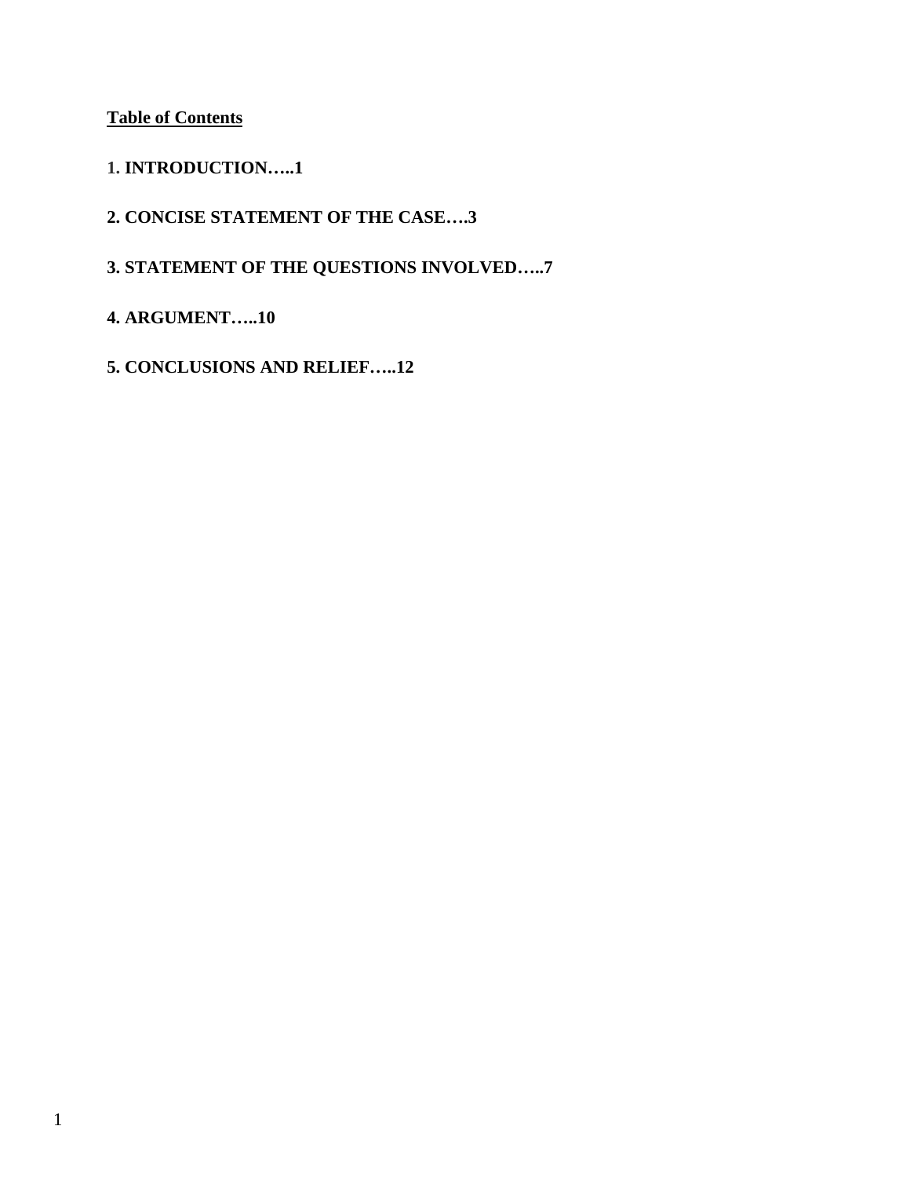**Table of Contents**

1. **INTRODUCTION…..1**

**2. CONCISE STATEMENT OF THE CASE….3**

**3. STATEMENT OF THE QUESTIONS INVOLVED…..7**

**4. ARGUMENT…..10**

**5. CONCLUSIONS AND RELIEF…..12**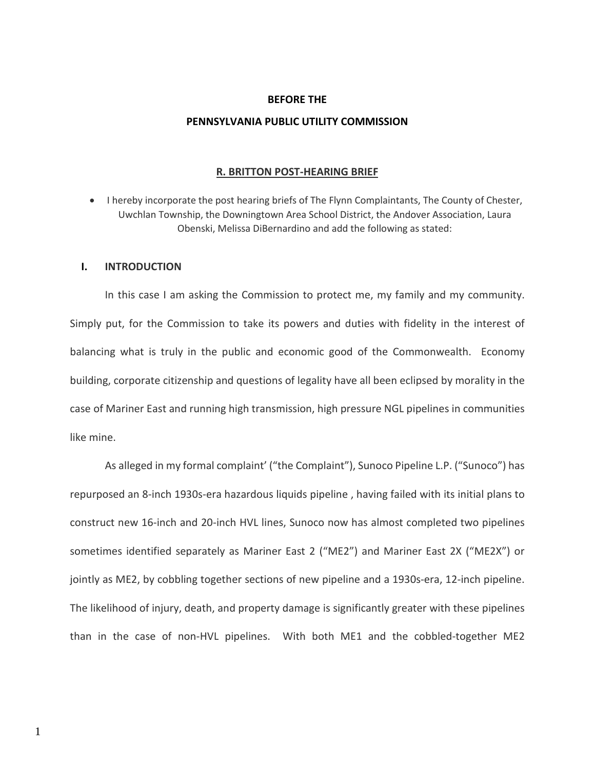**BEFORE THE**

**PENNSYLVANIA PUBLIC UTILITY COMMISSION**

**R. BRITTON POST-HEARING BRIEF**

- I hereby incorporate the post hearing briefs of The Flynn Complaintants, The County of Chester, Uwchlan Township, the Downingtown Area School District, the Andover Association, Laura Obenski, Melissa DiBernardino and add the following as stated:

## I. INTRODUCTION

In this case I am asking the Commission to protect me, my family and my community. Simply put, for the Commission to take its powers and duties with fidelity in the interest of balancing what is truly in the public and economic good of the Commonwealth. Economy building, corporate citizenship and questions of legality have all been eclipsed by morality in the case of Mariner East and running high transmission, high pressure NGL pipelines in communities like mine.

As alleged in my formal complaint' ("the Complaint"), Sunoco Pipeline L.P. ("Sunoco") has repurposed an 8-inch 1930s-era hazardous liquids pipeline , having failed with its initial plans to construct new 16-inch and 20-inch HVL lines, Sunoco now has almost completed two pipelines sometimes identified separately as Mariner East 2 ("ME2") and Mariner East 2X ("ME2X") or jointly as ME2, by cobbling together sections of new pipeline and a 1930s-era, 12-inch pipeline. The likelihood of injury, death, and property damage is significantly greater with these pipelines than in the case of non-HVL pipelines. With both ME1 and the cobbled-together ME2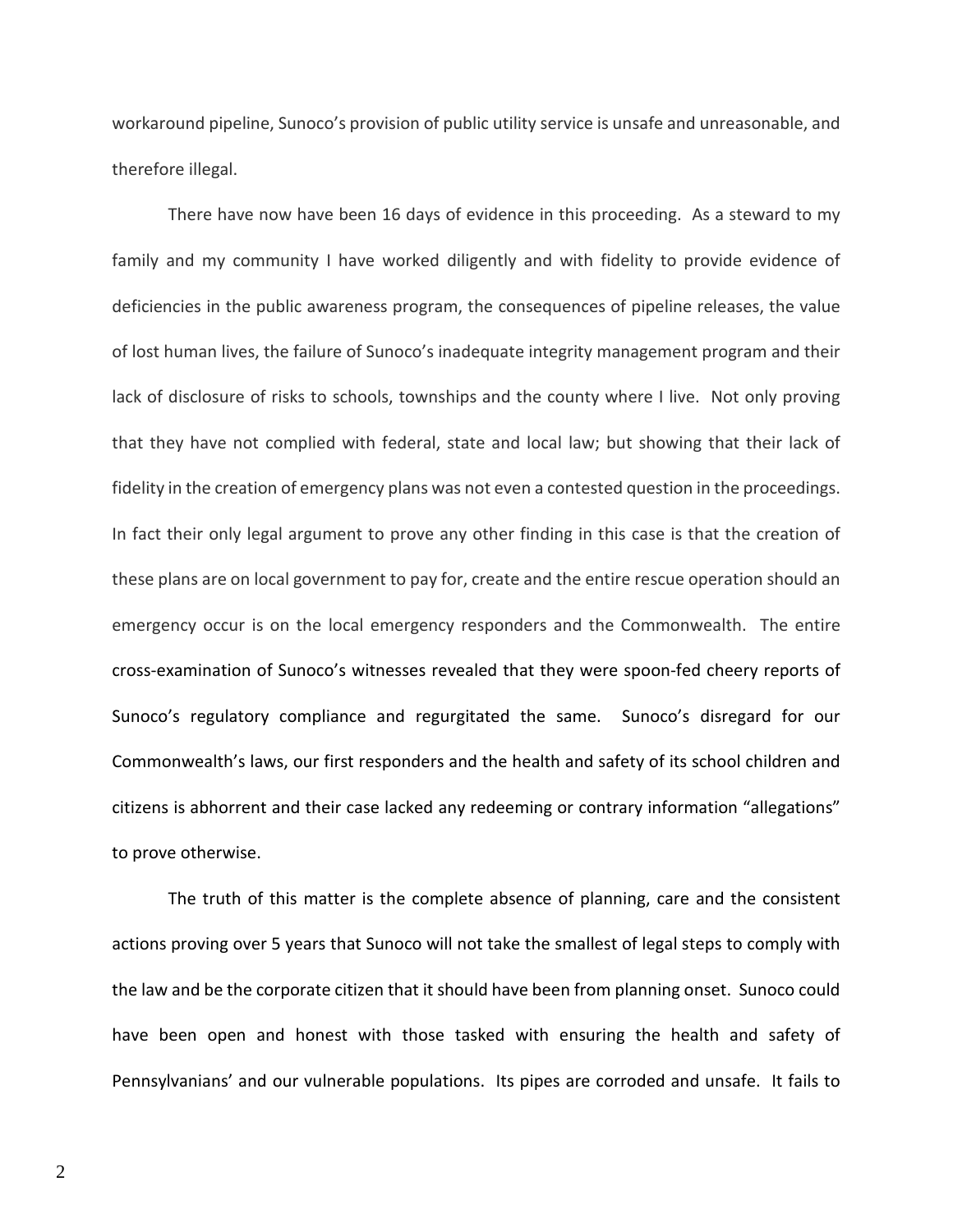workaround pipeline, Sunoco's provision of public utility service is unsafe and unreasonable, and therefore illegal.

There have now have been 16 days of evidence in this proceeding. As a steward to my family and my community I have worked diligently and with fidelity to provide evidence of deficiencies in the public awareness program, the consequences of pipeline releases, the value of lost human lives, the failure of Sunoco's inadequate integrity management program and their lack of disclosure of risks to schools, townships and the county where I live. Not only proving that they have not complied with federal, state and local law; but showing that their lack of fidelity in the creation of emergency plans was not even a contested question in the proceedings. In fact their only legal argument to prove any other finding in this case is that the creation of these plans are on local government to pay for, create and the entire rescue operation should an emergency occur is on the local emergency responders and the Commonwealth. The entire cross-examination of Sunoco's witnesses revealed that they were spoon-fed cheery reports of Sunoco's regulatory compliance and regurgitated the same. Sunoco's disregard for our Commonwealth's laws, our first responders and the health and safety of its school children and citizens is abhorrent and their case lacked any redeeming or contrary information "allegations" to prove otherwise.

The truth of this matter is the complete absence of planning, care and the consistent actions proving over 5 years that Sunoco will not take the smallest of legal steps to comply with the law and be the corporate citizen that it should have been from planning onset. Sunoco could have been open and honest with those tasked with ensuring the health and safety of Pennsylvanians' and our vulnerable populations. Its pipes are corroded and unsafe. It fails to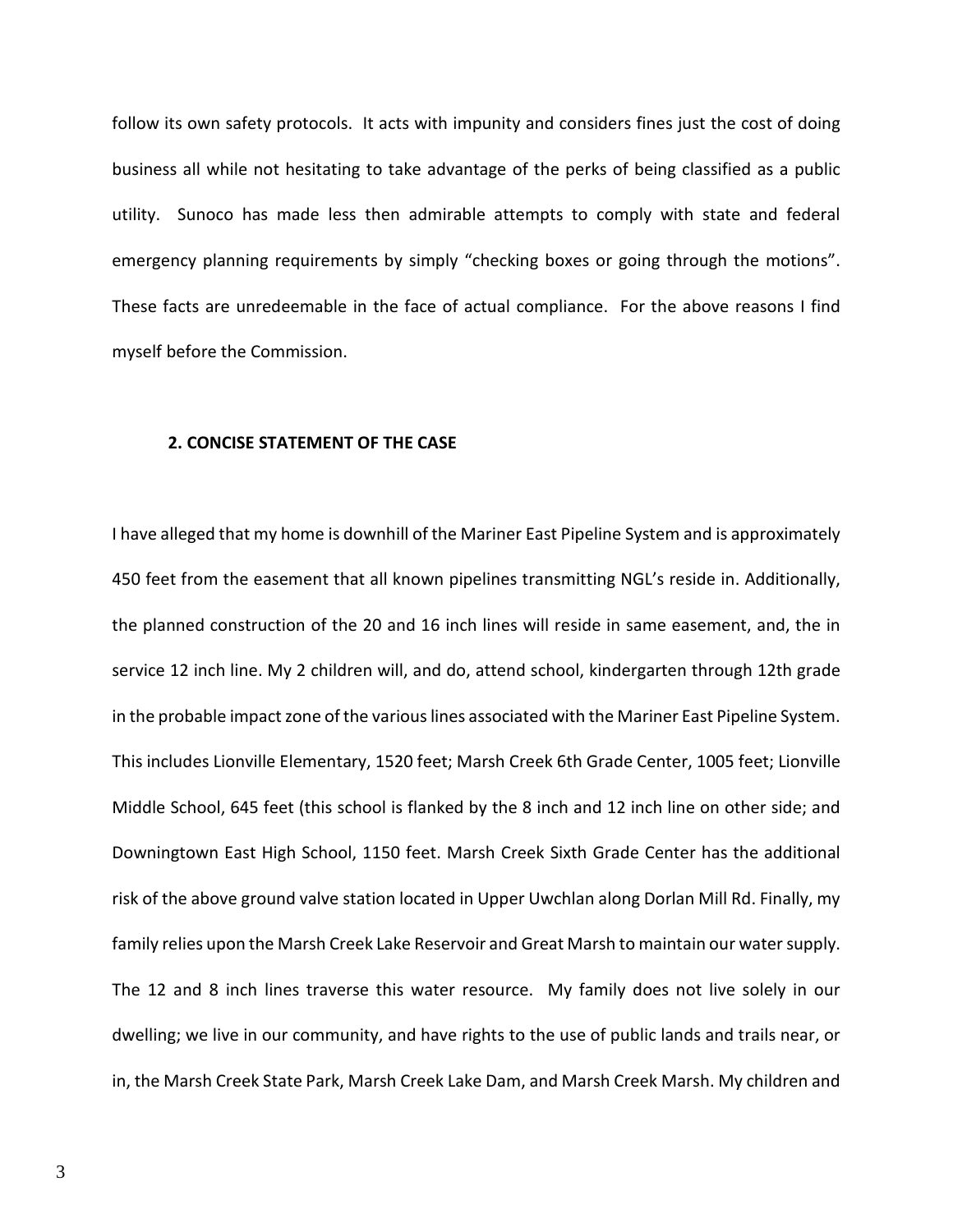follow its own safety protocols. It acts with impunity and considers fines just the cost of doing business all while not hesitating to take advantage of the perks of being classified as a public utility. Sunoco has made less then admirable attempts to comply with state and federal emergency planning requirements by simply "checking boxes or going through the motions". These facts are unredeemable in the face of actual compliance. For the above reasons I find myself before the Commission.

## 2. CONCISE STATEMENT OF THE CASE

I have alleged that my home is downhill of the Mariner East Pipeline System and is approximately 450 feet from the easement that all known pipelines transmitting NGL's reside in. Additionally, the planned construction of the 20 and 16 inch lines will reside in same easement, and, the in service 12 inch line. My 2 children will, and do, attend school, kindergarten through 12th grade in the probable impact zone of the various lines associated with the Mariner East Pipeline System. This includes Lionville Elementary, 1520 feet; Marsh Creek 6th Grade Center, 1005 feet; Lionville Middle School, 645 feet (this school is flanked by the 8 inch and 12 inch line on other side; and Downingtown East High School, 1150 feet. Marsh Creek Sixth Grade Center has the additional risk of the above ground valve station located in Upper Uwchlan along Dorlan Mill Rd. Finally, my family relies upon the Marsh Creek Lake Reservoir and Great Marsh to maintain our water supply. The 12 and 8 inch lines traverse this water resource. My family does not live solely in our dwelling; we live in our community, and have rights to the use of public lands and trails near, or in, the Marsh Creek State Park, Marsh Creek Lake Dam, and Marsh Creek Marsh. My children and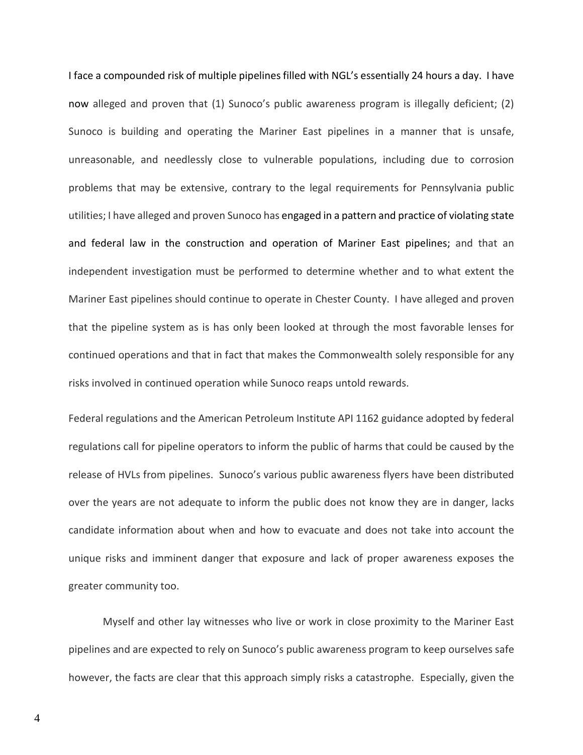I face a compounded risk of multiple pipelines filled with NGL's essentially 24 hours a day. I have now alleged and proven that (1) Sunoco's public awareness program is illegally deficient; (2) Sunoco is building and operating the Mariner East pipelines in a manner that is unsafe, unreasonable, and needlessly close to vulnerable populations, including due to corrosion problems that may be extensive, contrary to the legal requirements for Pennsylvania public utilities; I have alleged and proven Sunoco has engaged in a pattern and practice of violating state and federal law in the construction and operation of Mariner East pipelines; and that an independent investigation must be performed to determine whether and to what extent the Mariner East pipelines should continue to operate in Chester County. I have alleged and proven that the pipeline system as is has only been looked at through the most favorable lenses for continued operations and that in fact that makes the Commonwealth solely responsible for any risks involved in continued operation while Sunoco reaps untold rewards.

Federal regulations and the American Petroleum Institute API 1162 guidance adopted by federal regulations call for pipeline operators to inform the public of harms that could be caused by the release of HVLs from pipelines. Sunoco's various public awareness flyers have been distributed over the years are not adequate to inform the public does not know they are in danger, lacks candidate information about when and how to evacuate and does not take into account the unique risks and imminent danger that exposure and lack of proper awareness exposes the greater community too.

Myself and other lay witnesses who live or work in close proximity to the Mariner East pipelines and are expected to rely on Sunoco's public awareness program to keep ourselves safe however, the facts are clear that this approach simply risks a catastrophe. Especially, given the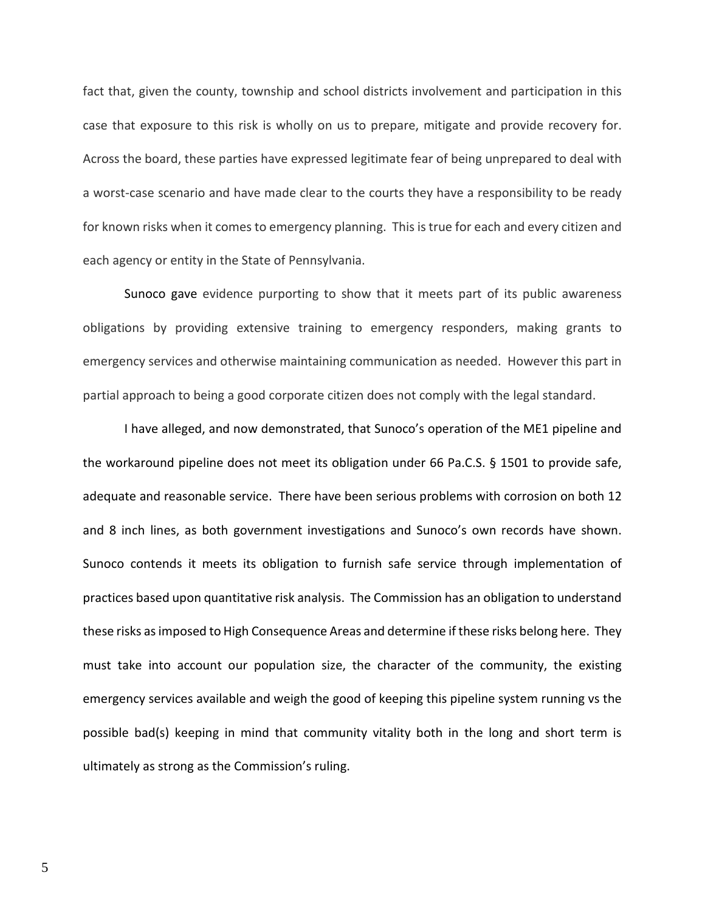fact that, given the county, township and school districts involvement and participation in this case that exposure to this risk is wholly on us to prepare, mitigate and provide recovery for. Across the board, these parties have expressed legitimate fear of being unprepared to deal with a worst-case scenario and have made clear to the courts they have a responsibility to be ready for known risks when it comes to emergency planning. This is true for each and every citizen and each agency or entity in the State of Pennsylvania.

Sunoco gave evidence purporting to show that it meets part of its public awareness obligations by providing extensive training to emergency responders, making grants to emergency services and otherwise maintaining communication as needed. However this part in partial approach to being a good corporate citizen does not comply with the legal standard.

I have alleged, and now demonstrated, that Sunoco's operation of the ME1 pipeline and the workaround pipeline does not meet its obligation under 66 Pa.C.S. § 1501 to provide safe, adequate and reasonable service. There have been serious problems with corrosion on both 12 and 8 inch lines, as both government investigations and Sunoco's own records have shown. Sunoco contends it meets its obligation to furnish safe service through implementation of practices based upon quantitative risk analysis. The Commission has an obligation to understand these risks as imposed to High Consequence Areas and determine if these risks belong here. They must take into account our population size, the character of the community, the existing emergency services available and weigh the good of keeping this pipeline system running vs the possible bad(s) keeping in mind that community vitality both in the long and short term is ultimately as strong as the Commission's ruling.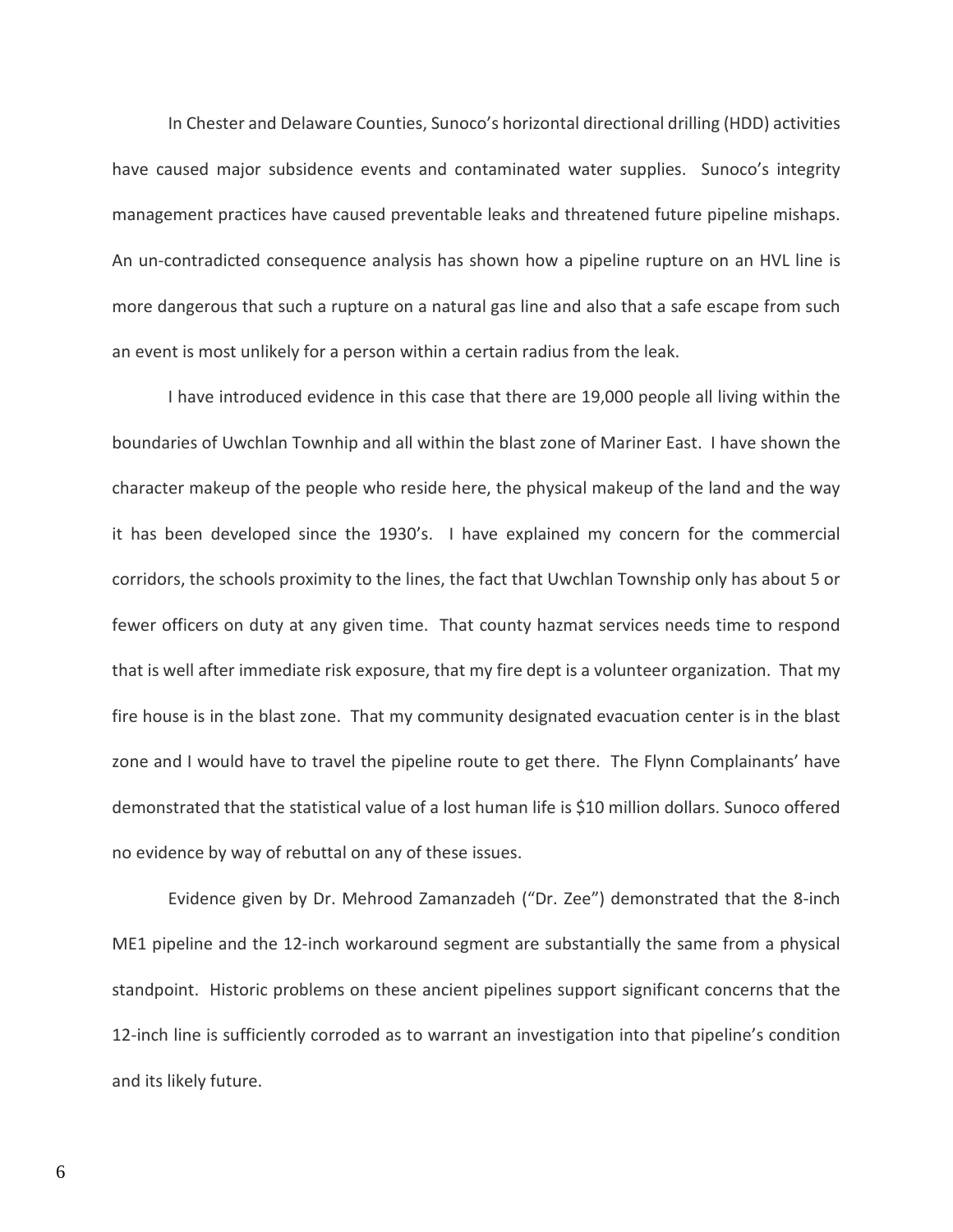In Chester and Delaware Counties, Sunoco's horizontal directional drilling (HDD) activities have caused major subsidence events and contaminated water supplies. Sunoco's integrity management practices have caused preventable leaks and threatened future pipeline mishaps. An un-contradicted consequence analysis has shown how a pipeline rupture on an HVL line is more dangerous that such a rupture on a natural gas line and also that a safe escape from such an event is most unlikely for a person within a certain radius from the leak.

I have introduced evidence in this case that there are 19,000 people all living within the boundaries of Uwchlan Townhip and all within the blast zone of Mariner East. I have shown the character makeup of the people who reside here, the physical makeup of the land and the way it has been developed since the 1930's. I have explained my concern for the commercial corridors, the schools proximity to the lines, the fact that Uwchlan Township only has about 5 or fewer officers on duty at any given time. That county hazmat services needs time to respond that is well after immediate risk exposure, that my fire dept is a volunteer organization. That my fire house is in the blast zone. That my community designated evacuation center is in the blast zone and I would have to travel the pipeline route to get there. The Flynn Complainants' have demonstrated that the statistical value of a lost human life is $10 million dollars. Sunoco offered no evidence by way of rebuttal on any of these issues.

Evidence given by Dr. Mehrood Zamanzadeh ("Dr. Zee") demonstrated that the 8-inch ME1 pipeline and the 12-inch workaround segment are substantially the same from a physical standpoint. Historic problems on these ancient pipelines support significant concerns that the 12-inch line is sufficiently corroded as to warrant an investigation into that pipeline's condition and its likely future.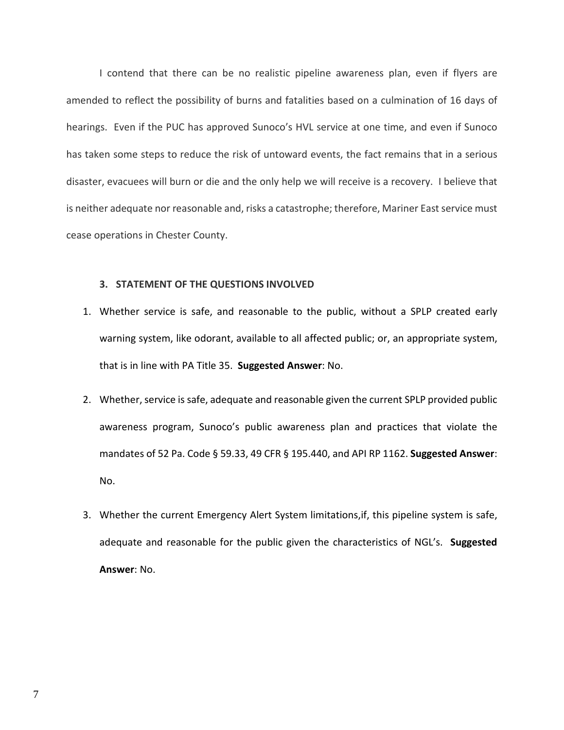I contend that there can be no realistic pipeline awareness plan, even if flyers are amended to reflect the possibility of burns and fatalities based on a culmination of 16 days of hearings. Even if the PUC has approved Sunoco's HVL service at one time, and even if Sunoco has taken some steps to reduce the risk of untoward events, the fact remains that in a serious disaster, evacuees will burn or die and the only help we will receive is a recovery. I believe that is neither adequate nor reasonable and, risks a catastrophe; therefore, Mariner East service must cease operations in Chester County.

### 3. STATEMENT OF THE QUESTIONS INVOLVED

1. Whether service is safe, and reasonable to the public, without a SPLP created early warning system, like odorant, available to all affected public; or, an appropriate system, that is in line with PA Title 35. **Suggested Answer**: No.

2. Whether, service is safe, adequate and reasonable given the current SPLP provided public awareness program, Sunoco's public awareness plan and practices that violate the mandates of 52 Pa. Code § 59.33, 49 CFR § 195.440, and API RP 1162. **Suggested Answer**: No.

3. Whether the current Emergency Alert System limitations,if, this pipeline system is safe, adequate and reasonable for the public given the characteristics of NGL's. **Suggested Answer**: No.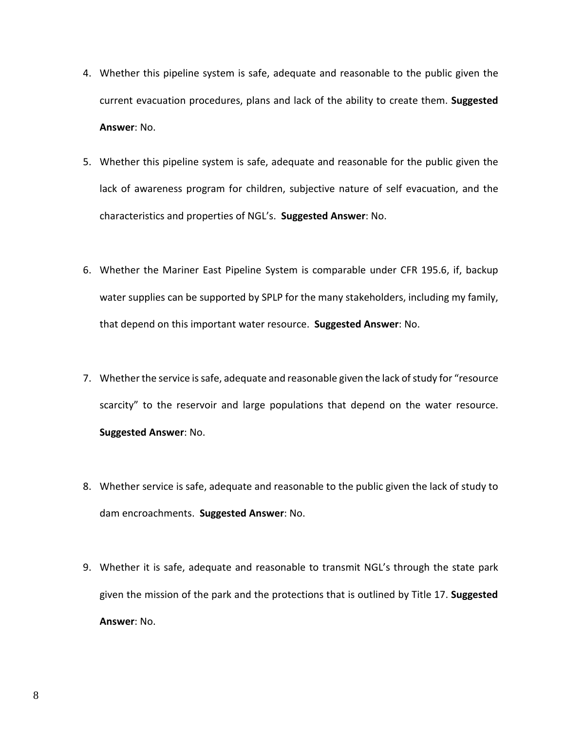4. Whether this pipeline system is safe, adequate and reasonable to the public given the current evacuation procedures, plans and lack of the ability to create them. **Suggested Answer**: No.

5. Whether this pipeline system is safe, adequate and reasonable for the public given the lack of awareness program for children, subjective nature of self evacuation, and the characteristics and properties of NGL's. **Suggested Answer**: No.

6. Whether the Mariner East Pipeline System is comparable under CFR 195.6, if, backup water supplies can be supported by SPLP for the many stakeholders, including my family, that depend on this important water resource. **Suggested Answer**: No.

7. Whether the service is safe, adequate and reasonable given the lack of study for "resource scarcity" to the reservoir and large populations that depend on the water resource. **Suggested Answer**: No.

8. Whether service is safe, adequate and reasonable to the public given the lack of study to dam encroachments. **Suggested Answer**: No.

9. Whether it is safe, adequate and reasonable to transmit NGL's through the state park given the mission of the park and the protections that is outlined by Title 17. **Suggested Answer**: No.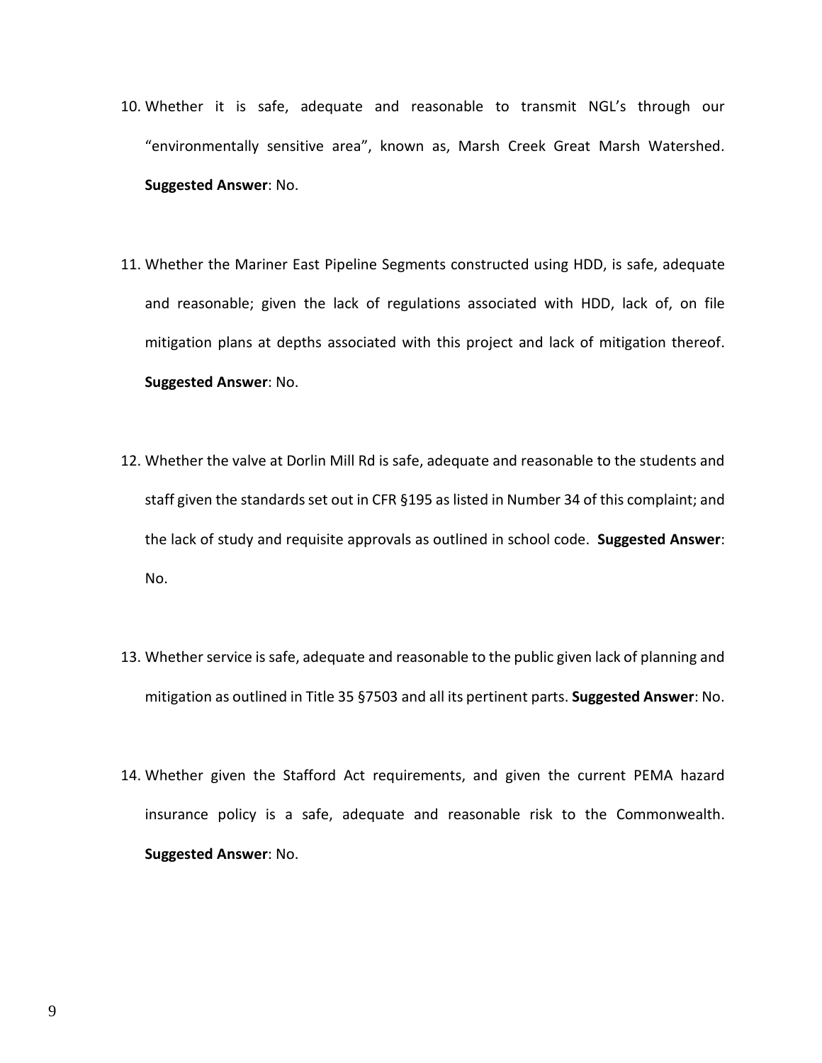10. Whether it is safe, adequate and reasonable to transmit NGL's through our "environmentally sensitive area", known as, Marsh Creek Great Marsh Watershed. **Suggested Answer**: No.

11. Whether the Mariner East Pipeline Segments constructed using HDD, is safe, adequate and reasonable; given the lack of regulations associated with HDD, lack of, on file mitigation plans at depths associated with this project and lack of mitigation thereof. **Suggested Answer**: No.

12. Whether the valve at Dorlin Mill Rd is safe, adequate and reasonable to the students and staff given the standards set out in CFR §195 as listed in Number 34 of this complaint; and the lack of study and requisite approvals as outlined in school code. **Suggested Answer**: No.

13. Whether service is safe, adequate and reasonable to the public given lack of planning and mitigation as outlined in Title 35 §7503 and all its pertinent parts. **Suggested Answer**: No.

14. Whether given the Stafford Act requirements, and given the current PEMA hazard insurance policy is a safe, adequate and reasonable risk to the Commonwealth. **Suggested Answer**: No.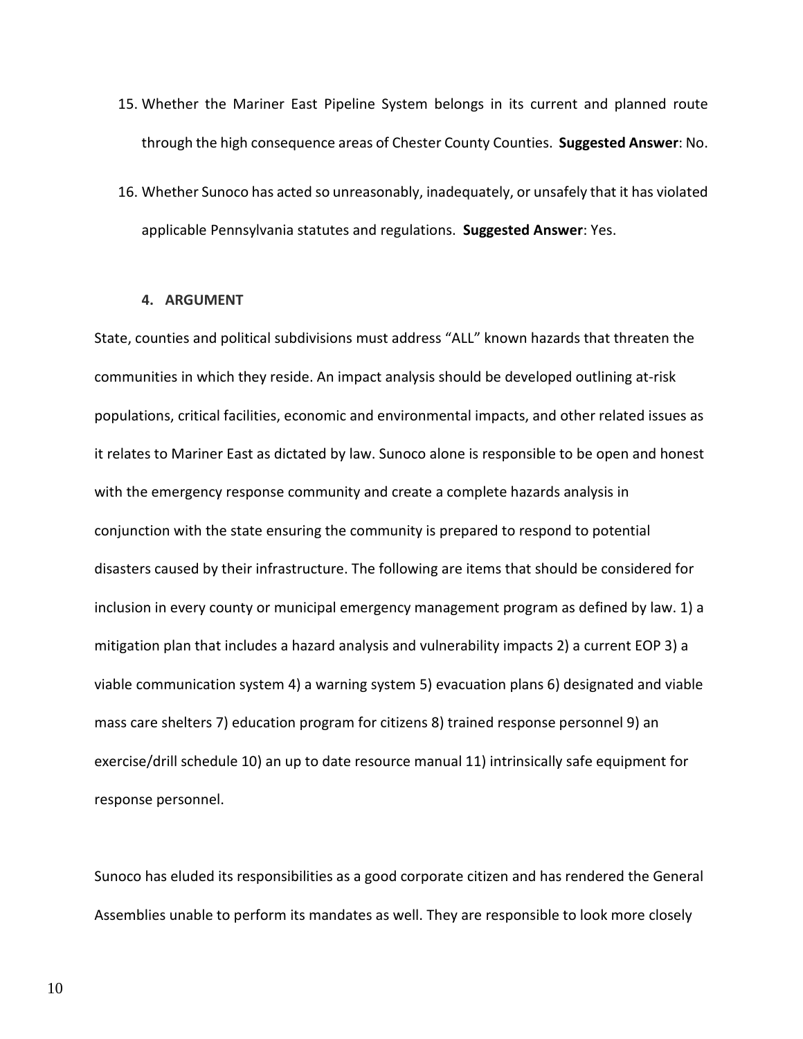15. Whether the Mariner East Pipeline System belongs in its current and planned route through the high consequence areas of Chester County Counties. **Suggested Answer**: No.

16. Whether Sunoco has acted so unreasonably, inadequately, or unsafely that it has violated applicable Pennsylvania statutes and regulations. **Suggested Answer**: Yes.

#### 4. ARGUMENT

State, counties and political subdivisions must address "ALL" known hazards that threaten the communities in which they reside. An impact analysis should be developed outlining at-risk populations, critical facilities, economic and environmental impacts, and other related issues as it relates to Mariner East as dictated by law. Sunoco alone is responsible to be open and honest with the emergency response community and create a complete hazards analysis in conjunction with the state ensuring the community is prepared to respond to potential disasters caused by their infrastructure. The following are items that should be considered for inclusion in every county or municipal emergency management program as defined by law. 1) a mitigation plan that includes a hazard analysis and vulnerability impacts 2) a current EOP 3) a viable communication system 4) a warning system 5) evacuation plans 6) designated and viable mass care shelters 7) education program for citizens 8) trained response personnel 9) an exercise/drill schedule 10) an up to date resource manual 11) intrinsically safe equipment for response personnel.

Sunoco has eluded its responsibilities as a good corporate citizen and has rendered the General Assemblies unable to perform its mandates as well. They are responsible to look more closely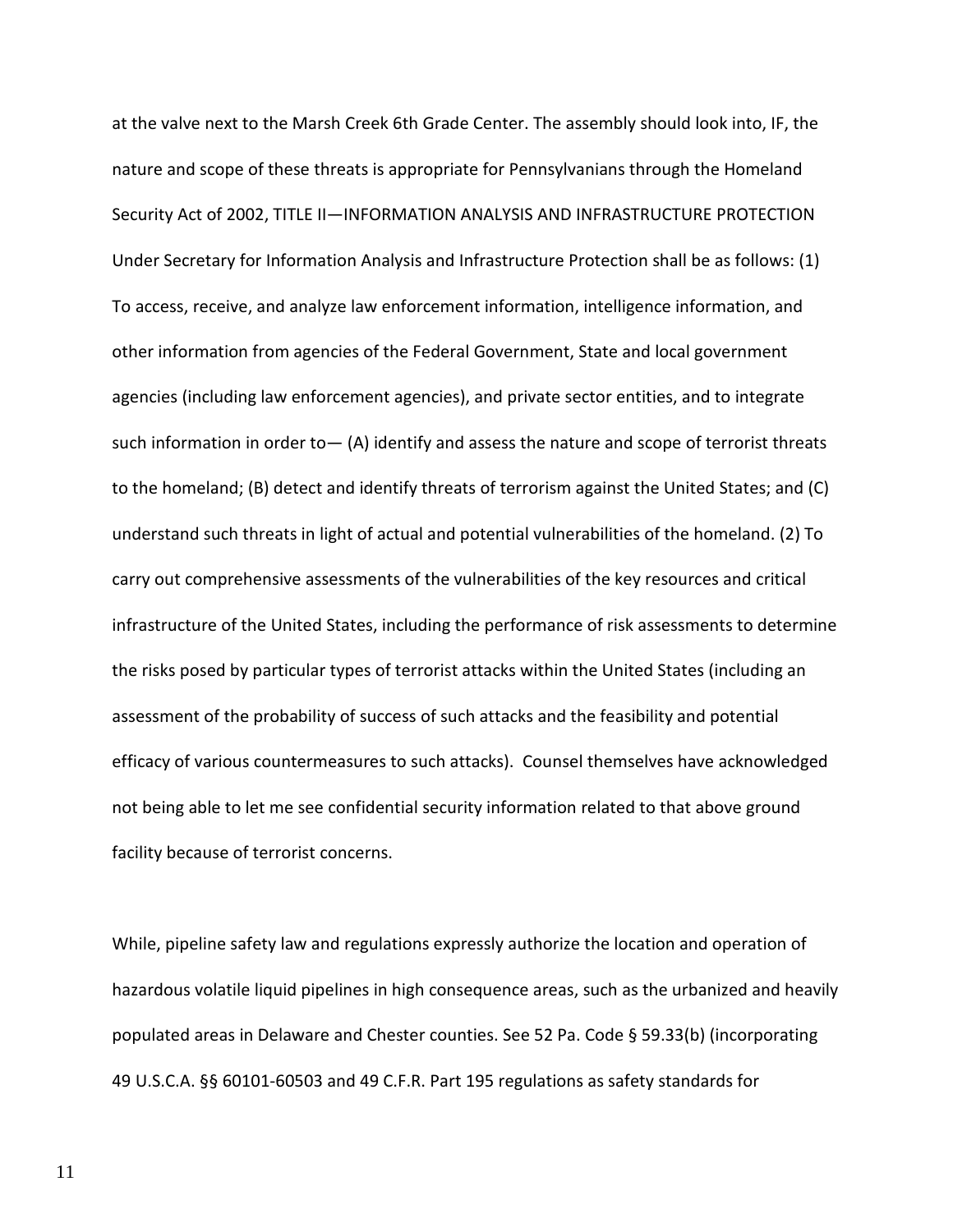at the valve next to the Marsh Creek 6th Grade Center. The assembly should look into, IF, the nature and scope of these threats is appropriate for Pennsylvanians through the Homeland Security Act of 2002, TITLE II—INFORMATION ANALYSIS AND INFRASTRUCTURE PROTECTION Under Secretary for Information Analysis and Infrastructure Protection shall be as follows: (1) To access, receive, and analyze law enforcement information, intelligence information, and other information from agencies of the Federal Government, State and local government agencies (including law enforcement agencies), and private sector entities, and to integrate such information in order to— (A) identify and assess the nature and scope of terrorist threats to the homeland; (B) detect and identify threats of terrorism against the United States; and (C) understand such threats in light of actual and potential vulnerabilities of the homeland. (2) To carry out comprehensive assessments of the vulnerabilities of the key resources and critical infrastructure of the United States, including the performance of risk assessments to determine the risks posed by particular types of terrorist attacks within the United States (including an assessment of the probability of success of such attacks and the feasibility and potential efficacy of various countermeasures to such attacks). Counsel themselves have acknowledged not being able to let me see confidential security information related to that above ground facility because of terrorist concerns.

While, pipeline safety law and regulations expressly authorize the location and operation of hazardous volatile liquid pipelines in high consequence areas, such as the urbanized and heavily populated areas in Delaware and Chester counties. See 52 Pa. Code § 59.33(b) (incorporating 49 U.S.C.A. §§ 60101-60503 and 49 C.F.R. Part 195 regulations as safety standards for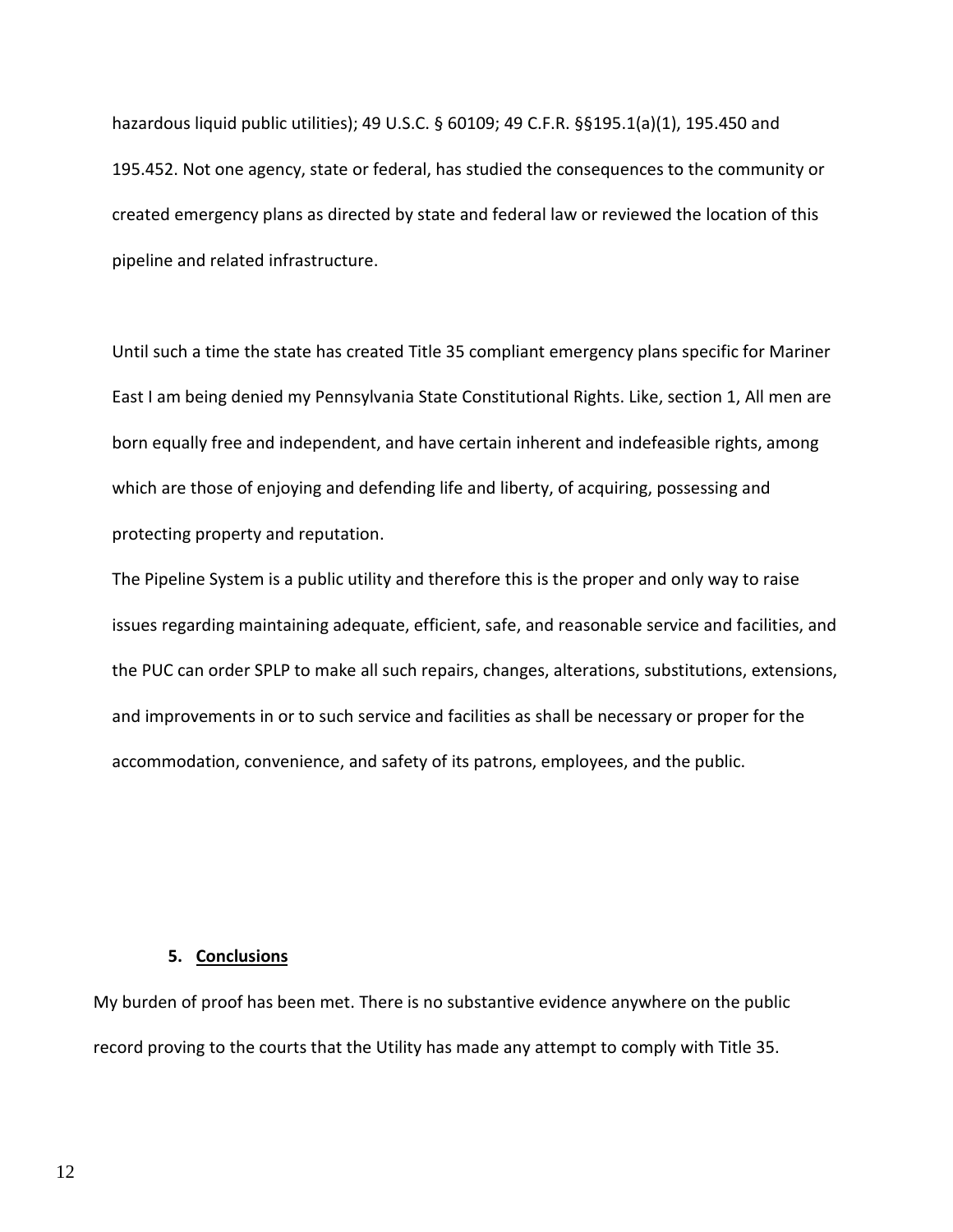hazardous liquid public utilities); 49 U.S.C. § 60109; 49 C.F.R. §§195.1(a)(1), 195.450 and 195.452. Not one agency, state or federal, has studied the consequences to the community or created emergency plans as directed by state and federal law or reviewed the location of this pipeline and related infrastructure.

Until such a time the state has created Title 35 compliant emergency plans specific for Mariner East I am being denied my Pennsylvania State Constitutional Rights. Like, section 1, All men are born equally free and independent, and have certain inherent and indefeasible rights, among which are those of enjoying and defending life and liberty, of acquiring, possessing and protecting property and reputation.

The Pipeline System is a public utility and therefore this is the proper and only way to raise issues regarding maintaining adequate, efficient, safe, and reasonable service and facilities, and the PUC can order SPLP to make all such repairs, changes, alterations, substitutions, extensions, and improvements in or to such service and facilities as shall be necessary or proper for the accommodation, convenience, and safety of its patrons, employees, and the public.

## 5. Conclusions

My burden of proof has been met. There is no substantive evidence anywhere on the public record proving to the courts that the Utility has made any attempt to comply with Title 35.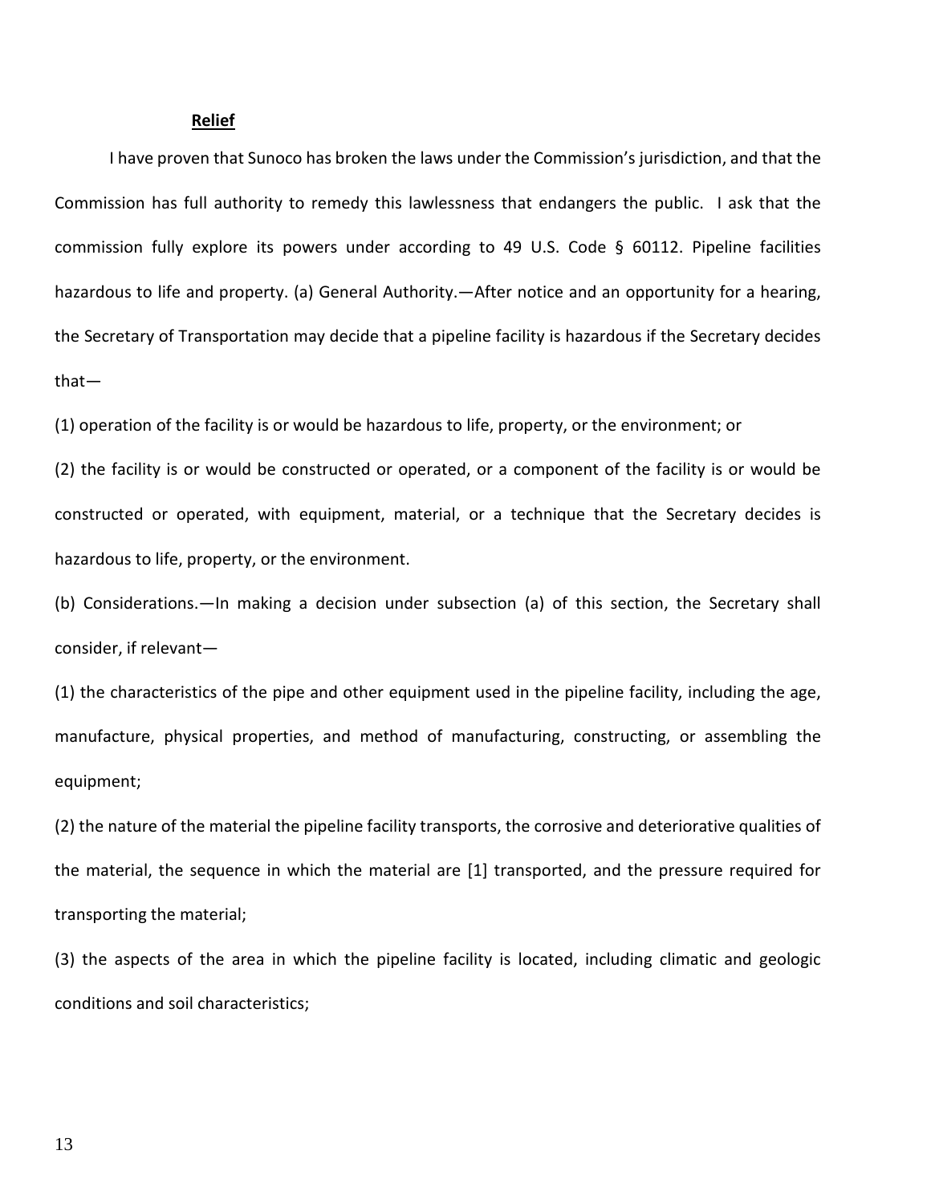**Relief**

I have proven that Sunoco has broken the laws under the Commission's jurisdiction, and that the Commission has full authority to remedy this lawlessness that endangers the public. I ask that the commission fully explore its powers under according to 49 U.S. Code § 60112. Pipeline facilities hazardous to life and property. (a) General Authority.—After notice and an opportunity for a hearing, the Secretary of Transportation may decide that a pipeline facility is hazardous if the Secretary decides that—

(1) operation of the facility is or would be hazardous to life, property, or the environment; or

(2) the facility is or would be constructed or operated, or a component of the facility is or would be constructed or operated, with equipment, material, or a technique that the Secretary decides is hazardous to life, property, or the environment.

(b) Considerations.—In making a decision under subsection (a) of this section, the Secretary shall consider, if relevant—

(1) the characteristics of the pipe and other equipment used in the pipeline facility, including the age, manufacture, physical properties, and method of manufacturing, constructing, or assembling the equipment;

(2) the nature of the material the pipeline facility transports, the corrosive and deteriorative qualities of the material, the sequence in which the material are [1] transported, and the pressure required for transporting the material;

(3) the aspects of the area in which the pipeline facility is located, including climatic and geologic conditions and soil characteristics;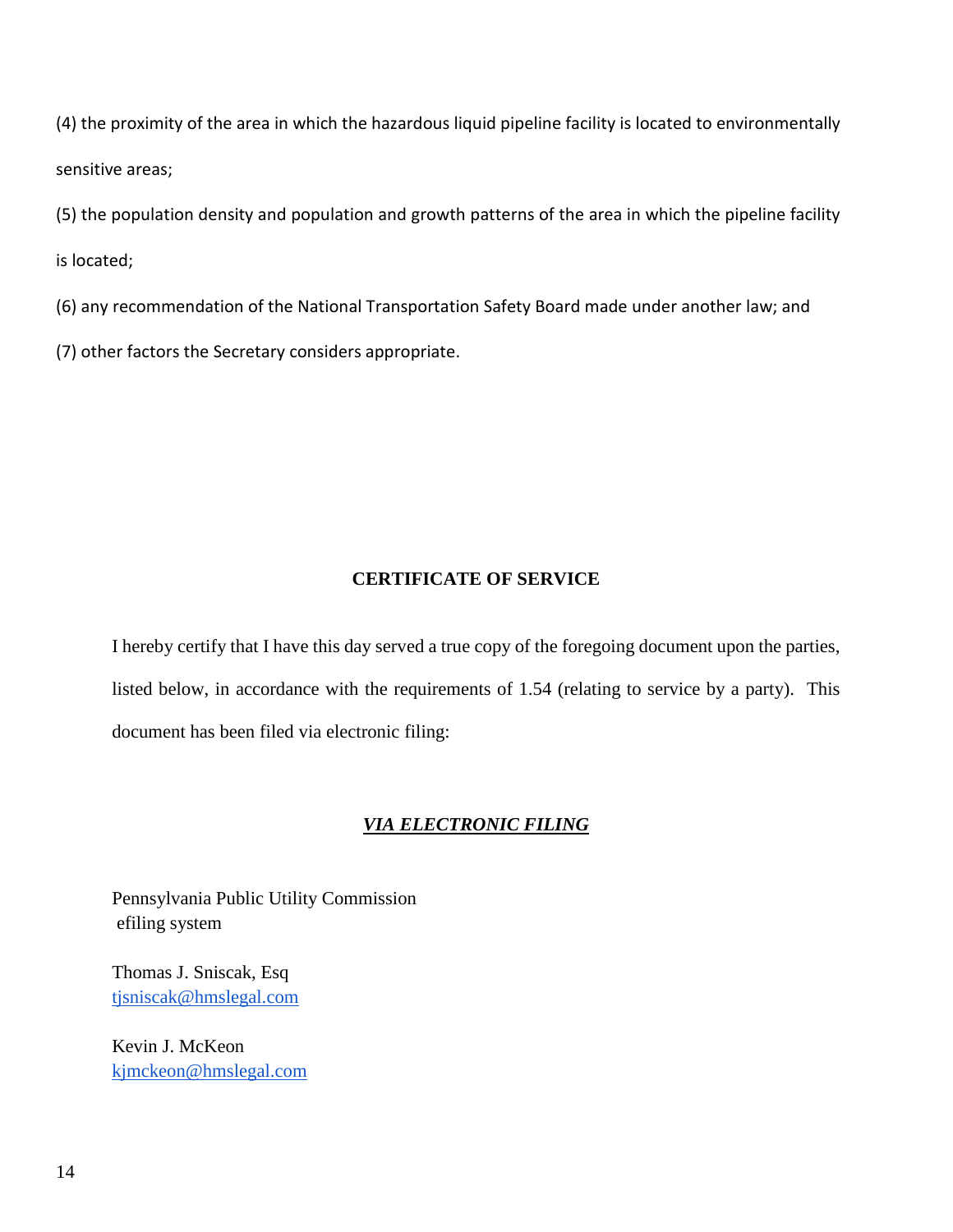(4) the proximity of the area in which the hazardous liquid pipeline facility is located to environmentally sensitive areas;

(5) the population density and population and growth patterns of the area in which the pipeline facility is located;

(6) any recommendation of the National Transportation Safety Board made under another law; and

(7) other factors the Secretary considers appropriate.

## CERTIFICATE OF SERVICE

I hereby certify that I have this day served a true copy of the foregoing document upon the parties, listed below, in accordance with the requirements of 1.54 (relating to service by a party). This document has been filed via electronic filing:

***VIA ELECTRONIC FILING***

Pennsylvania Public Utility Commission
efiling system

Thomas J. Sniscak, Esq
tjsniscak@hmslegal.com

Kevin J. McKeon
kjmckeon@hmslegal.com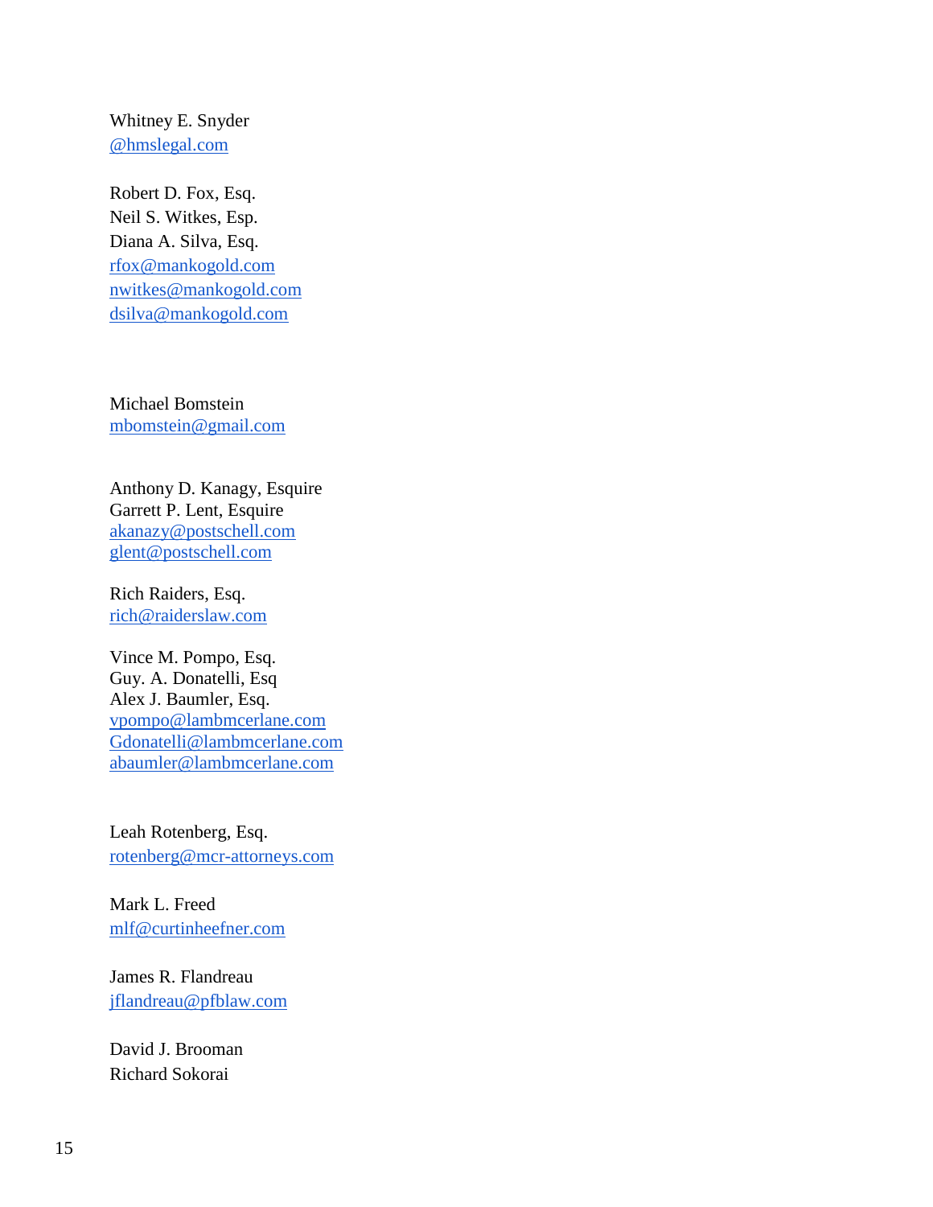Whitney E. Snyder
@hmslegal.com

Robert D. Fox, Esq.
Neil S. Witkes, Esp.
Diana A. Silva, Esq.
rfox@mankogold.com
nwitkes@mankogold.com
dsilva@mankogold.com

Michael Bomstein
mbomstein@gmail.com

Anthony D. Kanagy, Esquire
Garrett P. Lent, Esquire
akanazy@postschell.com
glent@postschell.com

Rich Raiders, Esq.
rich@raiderslaw.com

Vince M. Pompo, Esq.
Guy. A. Donatelli, Esq
Alex J. Baumler, Esq.
vpompo@lambmcerlane.com
Gdonatelli@lambmcerlane.com
abaumler@lambmcerlane.com

Leah Rotenberg, Esq.
rotenberg@mcr-attorneys.com

Mark L. Freed
mlf@curtinheefner.com

James R. Flandreau
jflandreau@pfblaw.com

David J. Brooman
Richard Sokorai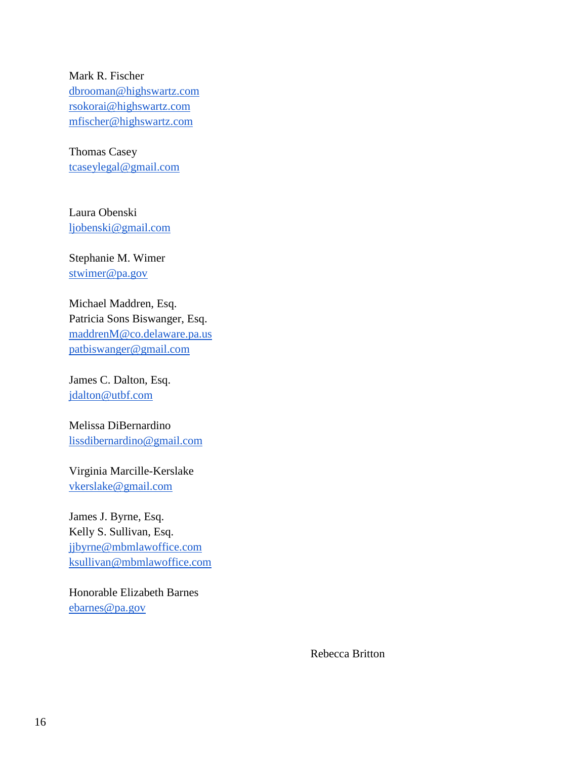Mark R. Fischer
dbrooman@highswartz.com
rsokorai@highswartz.com
mfischer@highswartz.com

Thomas Casey
tcaseylegal@gmail.com

Laura Obenski
ljobenski@gmail.com

Stephanie M. Wimer
stwimer@pa.gov

Michael Maddren, Esq.
Patricia Sons Biswanger, Esq.
maddrenM@co.delaware.pa.us
patbiswanger@gmail.com

James C. Dalton, Esq.
jdalton@utbf.com

Melissa DiBernardino
lissdibernardino@gmail.com

Virginia Marcille-Kerslake
vkerslake@gmail.com

James J. Byrne, Esq.
Kelly S. Sullivan, Esq.
jjbyrne@mbmlawoffice.com
ksullivan@mbmlawoffice.com

Honorable Elizabeth Barnes
ebarnes@pa.gov

Rebecca Britton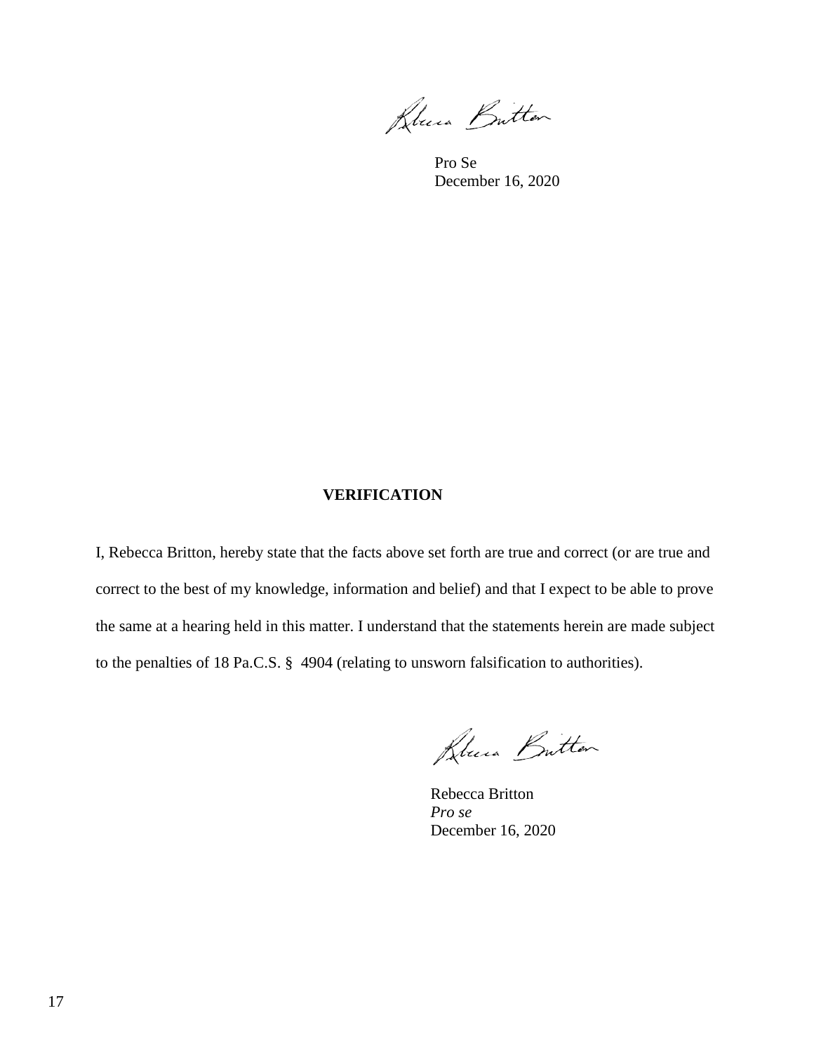Pro Se
December 16, 2020

**VERIFICATION**

I, Rebecca Britton, hereby state that the facts above set forth are true and correct (or are true and correct to the best of my knowledge, information and belief) and that I expect to be able to prove the same at a hearing held in this matter. I understand that the statements herein are made subject to the penalties of 18 Pa.C.S. § 4904 (relating to unsworn falsification to authorities).

Rebecca Britton
*Pro se*
December 16, 2020